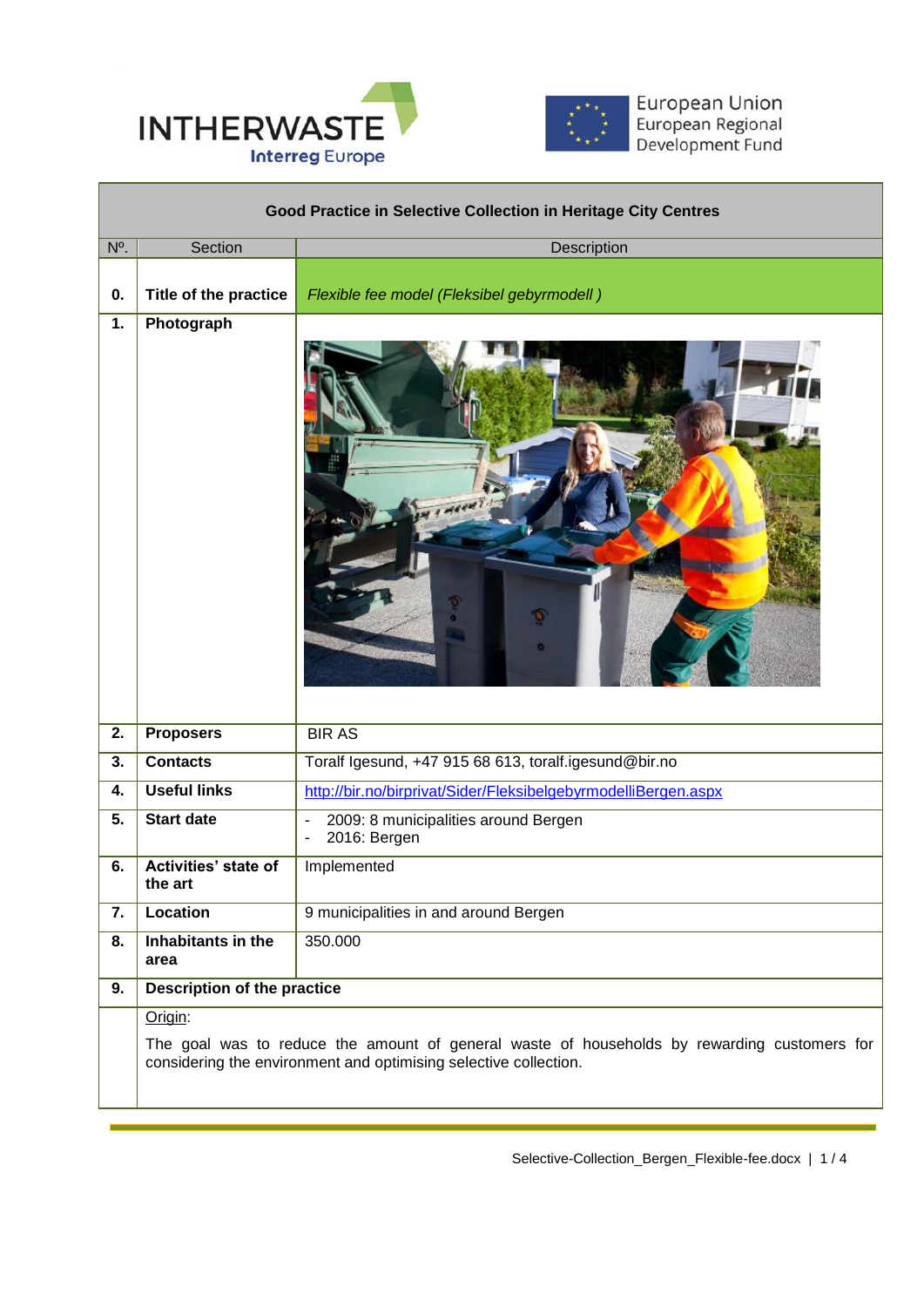INTHERWASTE
Interreg Europe

European Union
European Regional
Development Fund

| Good Practice in Selective Collection in Heritage City Centres | | |
|---|---|---|
| Nº. | Section | Description |
| **0.** | **Title of the practice** | *Flexible fee model (Fleksibel gebyrmodell )* |
| **1.** | **Photograph** | |
| **2.** | **Proposers** | BIR AS |
| **3.** | **Contacts** | Toralf Igesund, +47 915 68 613, toralf.igesund@bir.no |
| **4.** | **Useful links** | http://bir.no/birprivat/Sider/FleksibelgebyrmodelliBergen.aspx |
| **5.** | **Start date** | - 2009: 8 municipalities around Bergen<br>- 2016: Bergen |
| **6.** | **Activities' state of the art** | Implemented |
| **7.** | **Location** | 9 municipalities in and around Bergen |
| **8.** | **Inhabitants in the area** | 350.000 |
| **9.** | **Description of the practice** | |
| | Origin:<br>The goal was to reduce the amount of general waste of households by rewarding customers for considering the environment and optimising selective collection. | |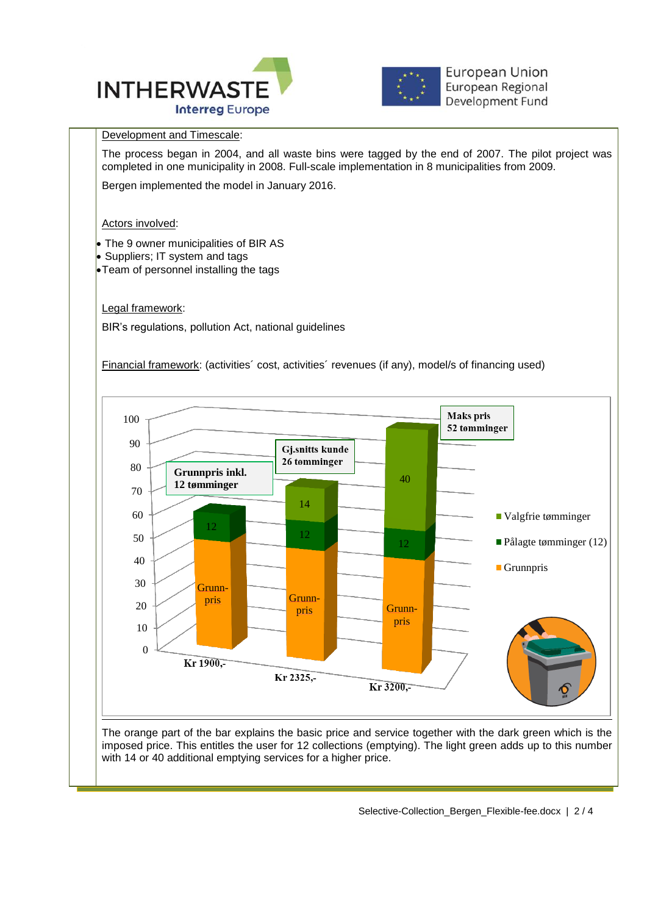Development and Timescale:

The process began in 2004, and all waste bins were tagged by the end of 2007. The pilot project was completed in one municipality in 2008. Full-scale implementation in 8 municipalities from 2009.

Bergen implemented the model in January 2016.

Actors involved:

- The 9 owner municipalities of BIR AS
- Suppliers; IT system and tags
- Team of personnel installing the tags

Legal framework:

BIR's regulations, pollution Act, national guidelines

Financial framework: (activities´ cost, activities´ revenues (if any), model/s of financing used)

| | Grunnpris inkl. 12 tømminger (Kr 1900,-) | Gj.snitts kunde 26 tømminger (Kr 2325,-) | Maks pris 52 tømminger (Kr 3200,-) |
|---|---|---|---|
| Valgfrie tømminger | | 14 | 40 |
| Pålagte tømminger (12) | 12 | 12 | 12 |
| Grunnpris | Grunnpris | Grunnpris | Grunnpris |

The orange part of the bar explains the basic price and service together with the dark green which is the imposed price. This entitles the user for 12 collections (emptying). The light green adds up to this number with 14 or 40 additional emptying services for a higher price.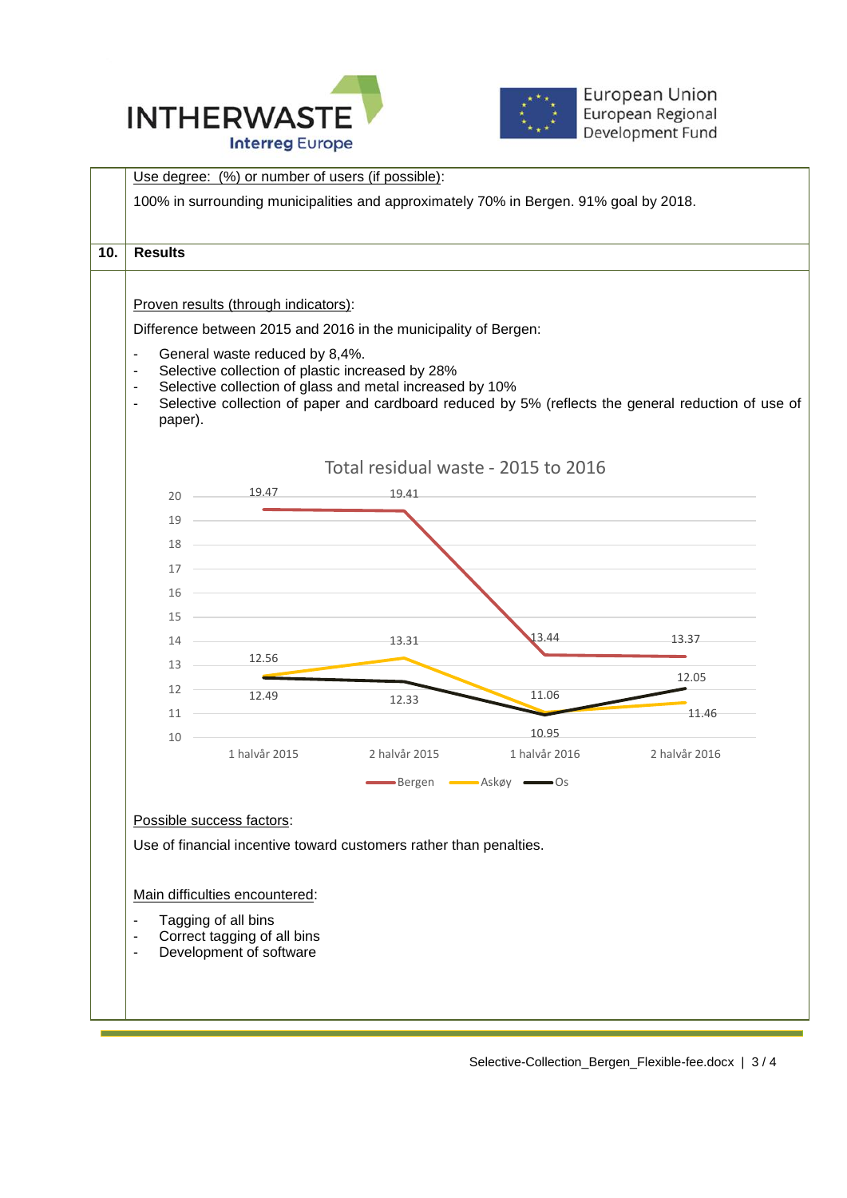Use degree: (%) or number of users (if possible):

100% in surrounding municipalities and approximately 70% in Bergen. 91% goal by 2018.

## 10. Results

Proven results (through indicators):

Difference between 2015 and 2016 in the municipality of Bergen:

- General waste reduced by 8,4%.
- Selective collection of plastic increased by 28%
- Selective collection of glass and metal increased by 10%
- Selective collection of paper and cardboard reduced by 5% (reflects the general reduction of use of paper).

Total residual waste - 2015 to 2016

| | 1 halvår 2015 | 2 halvår 2015 | 1 halvår 2016 | 2 halvår 2016 |
|---|---|---|---|---|
| Bergen | 19.47 | 19.41 | 13.44 | 13.37 |
| Askøy | 12.56 | 13.31 | 11.06 | 11.46 |
| Os | 12.49 | 12.33 | 10.95 | 12.05 |

Possible success factors:

Use of financial incentive toward customers rather than penalties.

Main difficulties encountered:

- Tagging of all bins
- Correct tagging of all bins
- Development of software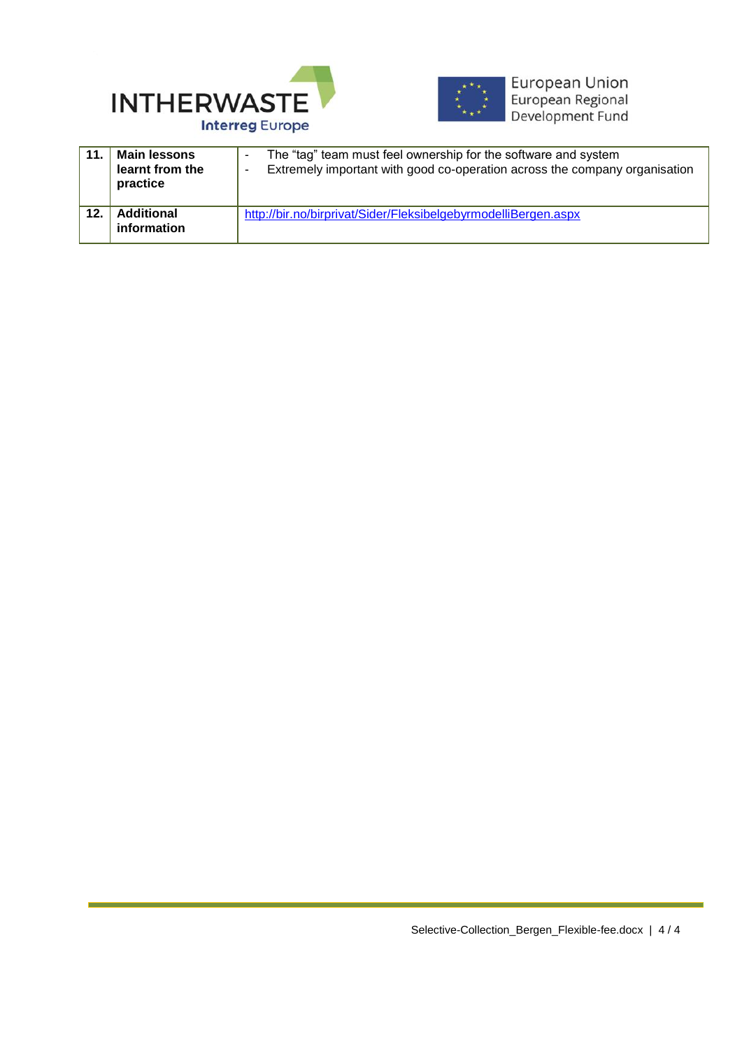| | | |
|---|---|---|
| **11.** | **Main lessons learnt from the practice** | - The "tag" team must feel ownership for the software and system<br>- Extremely important with good co-operation across the company organisation |
| **12.** | **Additional information** | http://bir.no/birprivat/Sider/FleksibelgebyrmodelliBergen.aspx |